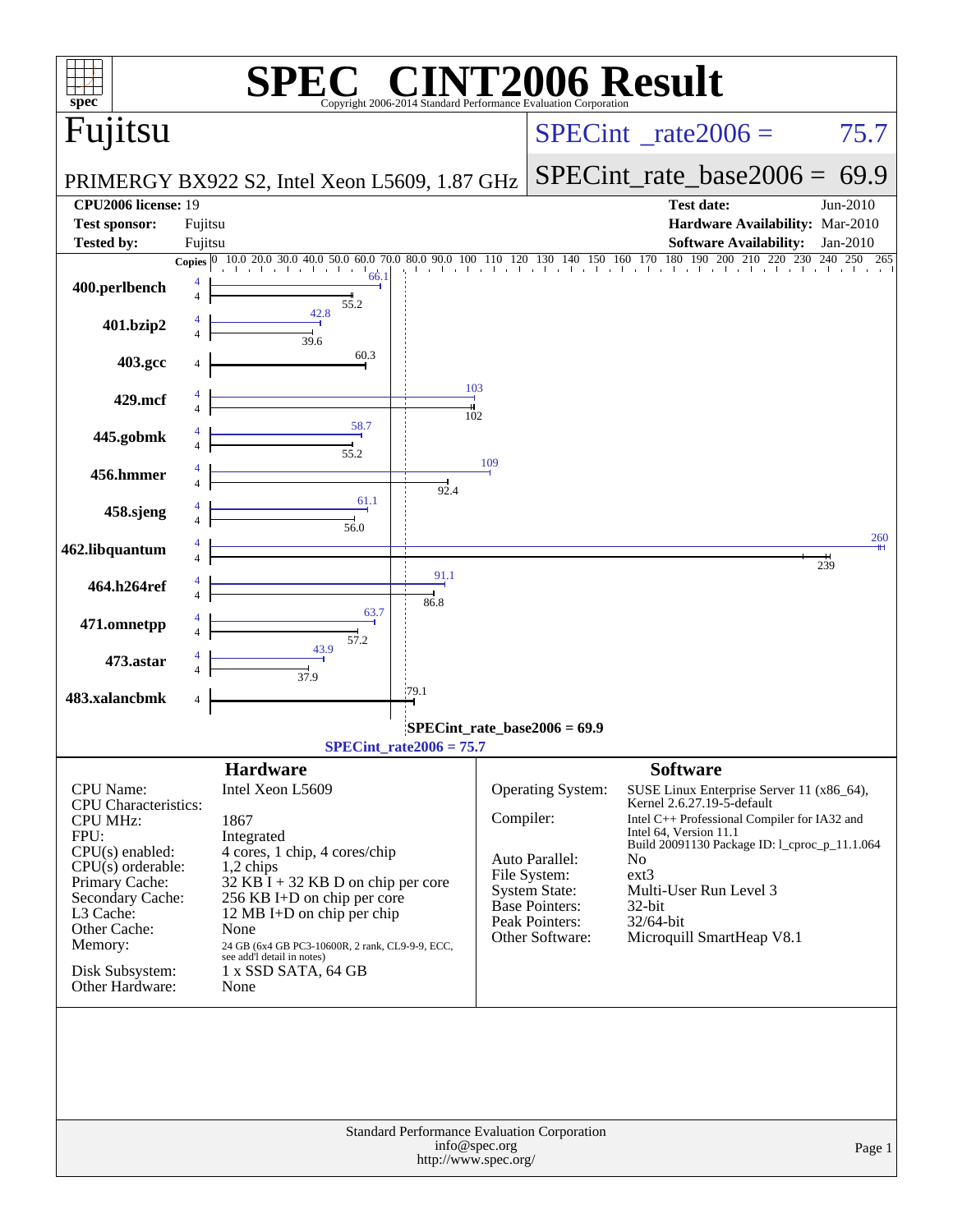# SPEC® CINT2006 Result

Copyright 2006-2014 Standard Performance Evaluation Corporation

## Fujitsu

PRIMERGY BX922 S2, Intel Xeon L5609, 1.87 GHz

SPECint_rate2006 = 75.7

SPECint_rate_base2006 = 69.9

**CPU2006 license:** 19
**Test sponsor:** Fujitsu
**Tested by:** Fujitsu

**Test date:** Jun-2010
**Hardware Availability:** Mar-2010
**Software Availability:** Jan-2010

| Benchmark | Copies (peak) | Peak | Copies (base) | Base |
|---|---|---|---|---|
| 400.perlbench | 4 | 66.1 | 4 | 55.2 |
| 401.bzip2 | 4 | 42.8 | 4 | 39.6 |
| 403.gcc | | | 4 | 60.3 |
| 429.mcf | 4 | 103 | 4 | 102 |
| 445.gobmk | 4 | 58.7 | 4 | 55.2 |
| 456.hmmer | 4 | 109 | 4 | 92.4 |
| 458.sjeng | 4 | 61.1 | 4 | 56.0 |
| 462.libquantum | 4 | 260 | 4 | 239 |
| 464.h264ref | 4 | 91.1 | 4 | 86.8 |
| 471.omnetpp | 4 | 63.7 | 4 | 57.2 |
| 473.astar | 4 | 43.9 | 4 | 37.9 |
| 483.xalancbmk | | | 4 | 79.1 |

SPECint_rate_base2006 = 69.9

SPECint_rate2006 = 75.7

## Hardware

| | |
|---|---|
| CPU Name: | Intel Xeon L5609 |
| CPU Characteristics: | |
| CPU MHz: | 1867 |
| FPU: | Integrated |
| CPU(s) enabled: | 4 cores, 1 chip, 4 cores/chip |
| CPU(s) orderable: | 1,2 chips |
| Primary Cache: | 32 KB I + 32 KB D on chip per core |
| Secondary Cache: | 256 KB I+D on chip per core |
| L3 Cache: | 12 MB I+D on chip per chip |
| Other Cache: | None |
| Memory: | 24 GB (6x4 GB PC3-10600R, 2 rank, CL9-9-9, ECC, see add'l detail in notes) |
| Disk Subsystem: | 1 x SSD SATA, 64 GB |
| Other Hardware: | None |

## Software

| | |
|---|---|
| Operating System: | SUSE Linux Enterprise Server 11 (x86_64), Kernel 2.6.27.19-5-default |
| Compiler: | Intel C++ Professional Compiler for IA32 and Intel 64, Version 11.1 Build 20091130 Package ID: l_cproc_p_11.1.064 |
| Auto Parallel: | No |
| File System: | ext3 |
| System State: | Multi-User Run Level 3 |
| Base Pointers: | 32-bit |
| Peak Pointers: | 32/64-bit |
| Other Software: | Microquill SmartHeap V8.1 |

Standard Performance Evaluation Corporation
info@spec.org
http://www.spec.org/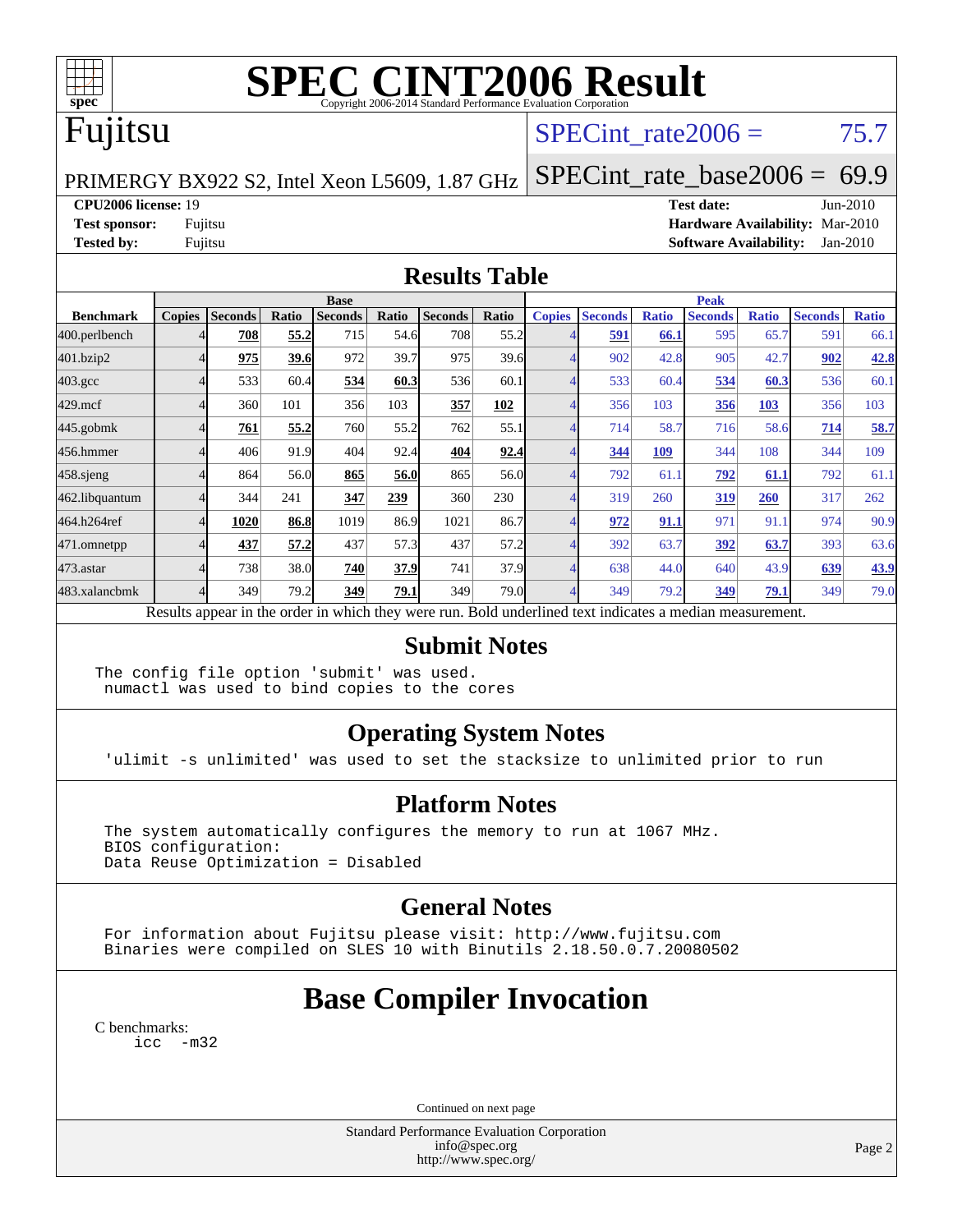# SPEC CINT2006 Result

Copyright 2006-2014 Standard Performance Evaluation Corporation

## Fujitsu

PRIMERGY BX922 S2, Intel Xeon L5609, 1.87 GHz

SPECint_rate2006 = 75.7

SPECint_rate_base2006 = 69.9

**CPU2006 license:** 19
**Test sponsor:** Fujitsu
**Tested by:** Fujitsu

**Test date:** Jun-2010
**Hardware Availability:** Mar-2010
**Software Availability:** Jan-2010

## Results Table

| | Base | | | | | | | Peak | | | | | | |
|---|---|---|---|---|---|---|---|---|---|---|---|---|---|---|
| Benchmark | Copies | Seconds | Ratio | Seconds | Ratio | Seconds | Ratio | Copies | Seconds | Ratio | Seconds | Ratio | Seconds | Ratio |
| 400.perlbench | 4 | **708** | **55.2** | 715 | 54.6 | 708 | 55.2 | 4 | **591** | **66.1** | 595 | 65.7 | 591 | 66.1 |
| 401.bzip2 | 4 | **975** | **39.6** | 972 | 39.7 | 975 | 39.6 | 4 | 902 | 42.8 | 905 | 42.7 | **902** | **42.8** |
| 403.gcc | 4 | 533 | 60.4 | **534** | **60.3** | 536 | 60.1 | 4 | 533 | 60.4 | **534** | **60.3** | 536 | 60.1 |
| 429.mcf | 4 | 360 | 101 | 356 | 103 | **357** | **102** | 4 | 356 | 103 | **356** | **103** | 356 | 103 |
| 445.gobmk | 4 | **761** | **55.2** | 760 | 55.2 | 762 | 55.1 | 4 | 714 | 58.7 | 716 | 58.6 | **714** | **58.7** |
| 456.hmmer | 4 | 406 | 91.9 | 404 | 92.4 | **404** | **92.4** | 4 | **344** | **109** | 344 | 108 | 344 | 109 |
| 458.sjeng | 4 | 864 | 56.0 | **865** | **56.0** | 865 | 56.0 | 4 | 792 | 61.1 | **792** | **61.1** | 792 | 61.1 |
| 462.libquantum | 4 | 344 | 241 | **347** | **239** | 360 | 230 | 4 | 319 | 260 | **319** | **260** | 317 | 262 |
| 464.h264ref | 4 | **1020** | **86.8** | 1019 | 86.9 | 1021 | 86.7 | 4 | **972** | **91.1** | 971 | 91.1 | 974 | 90.9 |
| 471.omnetpp | 4 | **437** | **57.2** | 437 | 57.3 | 437 | 57.2 | 4 | 392 | 63.7 | **392** | **63.7** | 393 | 63.6 |
| 473.astar | 4 | 738 | 38.0 | **740** | **37.9** | 741 | 37.9 | 4 | 638 | 44.0 | 640 | 43.9 | **639** | **43.9** |
| 483.xalancbmk | 4 | 349 | 79.2 | **349** | **79.1** | 349 | 79.0 | 4 | 349 | 79.2 | **349** | **79.1** | 349 | 79.0 |

Results appear in the order in which they were run. Bold underlined text indicates a median measurement.

## Submit Notes

```
The config file option 'submit' was used.
 numactl was used to bind copies to the cores
```

## Operating System Notes

```
'ulimit -s unlimited' was used to set the stacksize to unlimited prior to run
```

## Platform Notes

```
The system automatically configures the memory to run at 1067 MHz.
BIOS configuration:
Data Reuse Optimization = Disabled
```

## General Notes

```
For information about Fujitsu please visit: http://www.fujitsu.com
Binaries were compiled on SLES 10 with Binutils 2.18.50.0.7.20080502
```

# Base Compiler Invocation

C benchmarks:
```
icc  -m32
```

Continued on next page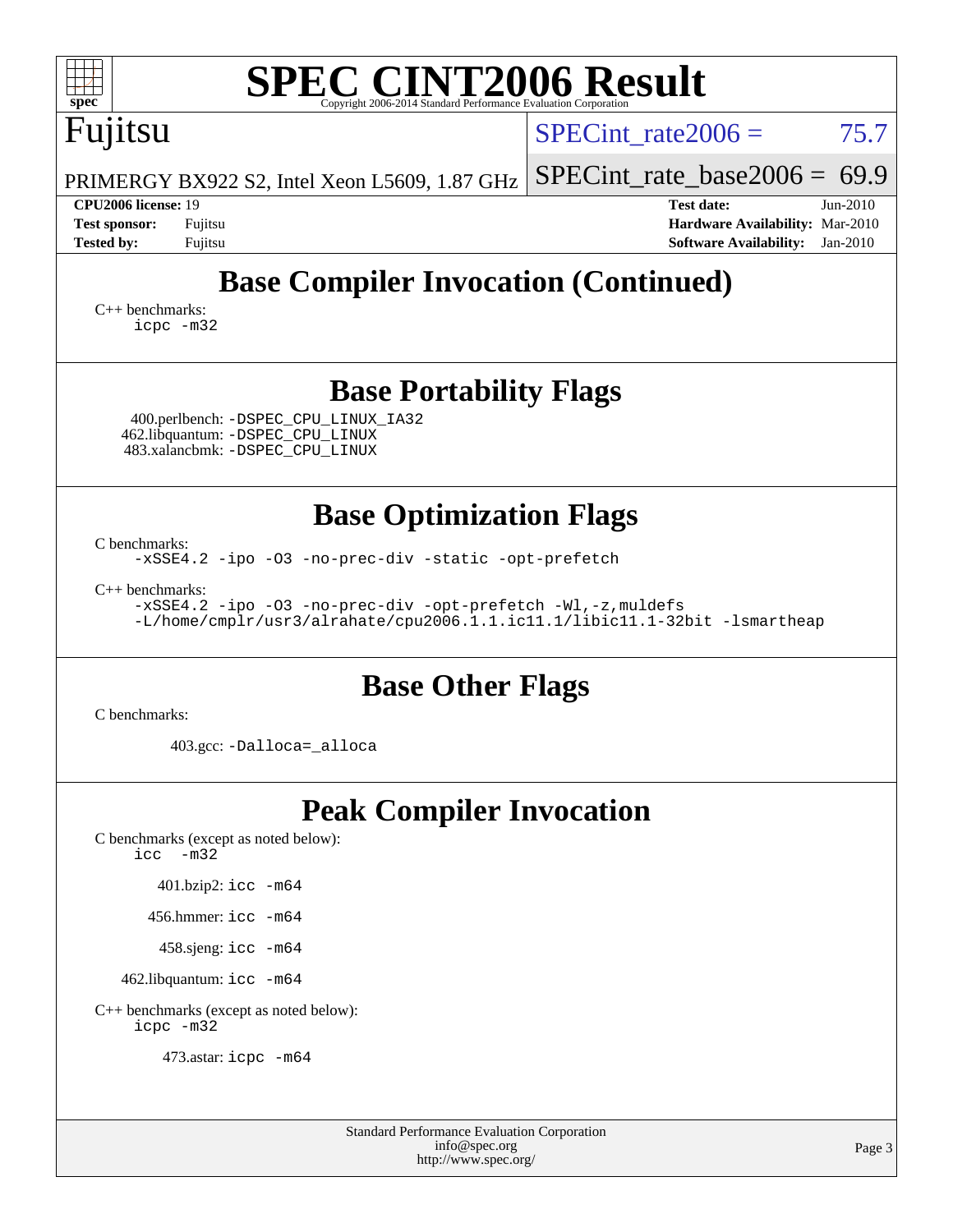# SPEC CINT2006 Result

Copyright 2006-2014 Standard Performance Evaluation Corporation

**Fujitsu**

PRIMERGY BX922 S2, Intel Xeon L5609, 1.87 GHz

SPECint_rate2006 = 75.7

SPECint_rate_base2006 = 69.9

| | | | |
|---|---|---|---|
| **CPU2006 license:** 19 | | **Test date:** | Jun-2010 |
| **Test sponsor:** | Fujitsu | **Hardware Availability:** | Mar-2010 |
| **Tested by:** | Fujitsu | **Software Availability:** | Jan-2010 |

## Base Compiler Invocation (Continued)

C++ benchmarks:
```
icpc -m32
```

## Base Portability Flags

400.perlbench: `-DSPEC_CPU_LINUX_IA32`
462.libquantum: `-DSPEC_CPU_LINUX`
483.xalancbmk: `-DSPEC_CPU_LINUX`

## Base Optimization Flags

C benchmarks:
```
-xSSE4.2 -ipo -O3 -no-prec-div -static -opt-prefetch
```

C++ benchmarks:
```
-xSSE4.2 -ipo -O3 -no-prec-div -opt-prefetch -Wl,-z,muldefs
-L/home/cmplr/usr3/alrahate/cpu2006.1.1.ic11.1/libic11.1-32bit -lsmartheap
```

## Base Other Flags

C benchmarks:

403.gcc: `-Dalloca=_alloca`

## Peak Compiler Invocation

C benchmarks (except as noted below):
```
icc  -m32
```

401.bzip2: `icc -m64`

456.hmmer: `icc -m64`

458.sjeng: `icc -m64`

462.libquantum: `icc -m64`

C++ benchmarks (except as noted below):
```
icpc -m32
```

473.astar: `icpc -m64`

Standard Performance Evaluation Corporation
info@spec.org
http://www.spec.org/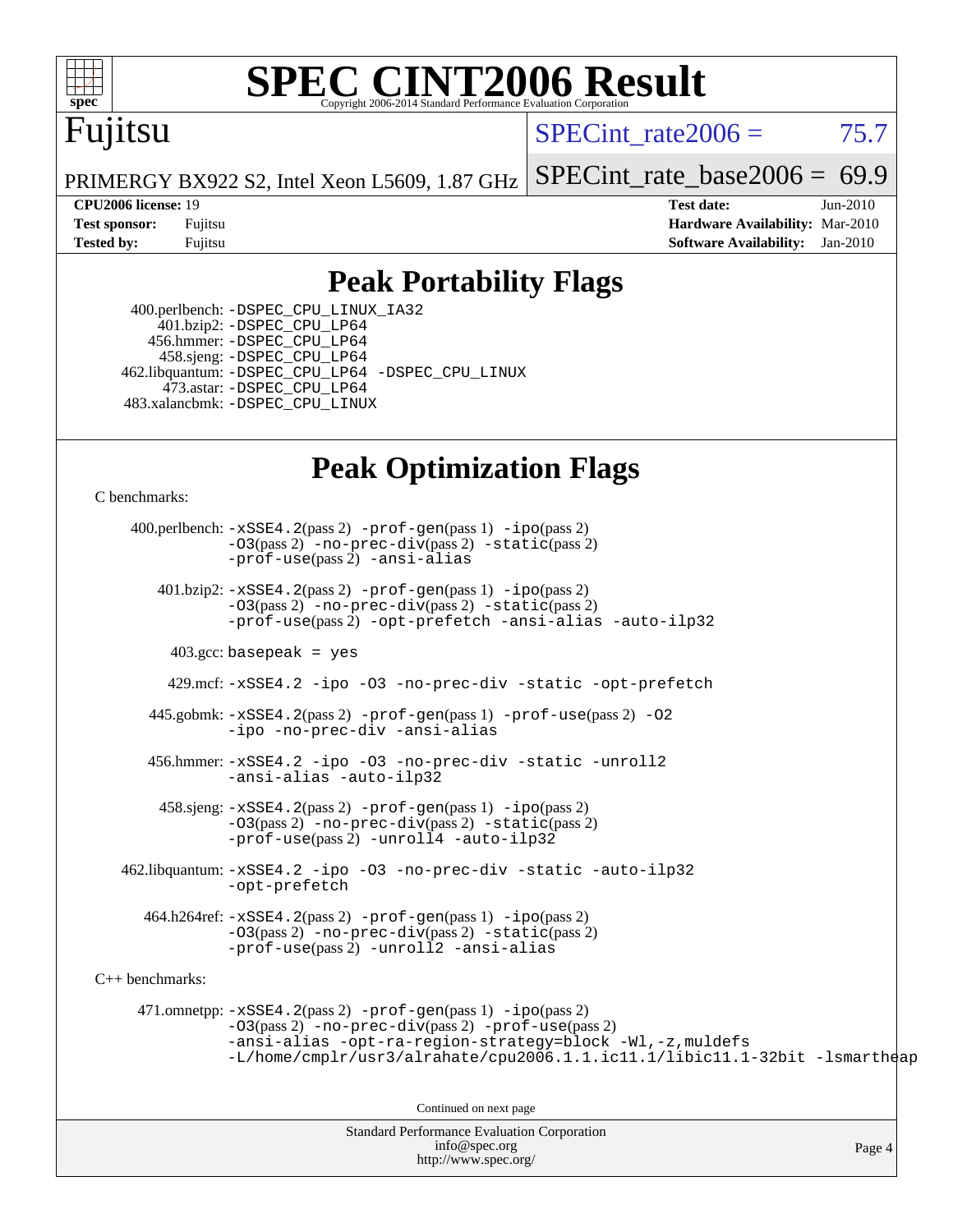# SPEC CINT2006 Result

Copyright 2006-2014 Standard Performance Evaluation Corporation

## Fujitsu

PRIMERGY BX922 S2, Intel Xeon L5609, 1.87 GHz

SPECint_rate2006 = 75.7

SPECint_rate_base2006 = 69.9

**CPU2006 license:** 19
**Test sponsor:** Fujitsu
**Tested by:** Fujitsu

**Test date:** Jun-2010
**Hardware Availability:** Mar-2010
**Software Availability:** Jan-2010

## Peak Portability Flags

400.perlbench: -DSPEC_CPU_LINUX_IA32
401.bzip2: -DSPEC_CPU_LP64
456.hmmer: -DSPEC_CPU_LP64
458.sjeng: -DSPEC_CPU_LP64
462.libquantum: -DSPEC_CPU_LP64 -DSPEC_CPU_LINUX
473.astar: -DSPEC_CPU_LP64
483.xalancbmk: -DSPEC_CPU_LINUX

## Peak Optimization Flags

C benchmarks:

400.perlbench: -xSSE4.2(pass 2) -prof-gen(pass 1) -ipo(pass 2) -O3(pass 2) -no-prec-div(pass 2) -static(pass 2) -prof-use(pass 2) -ansi-alias

401.bzip2: -xSSE4.2(pass 2) -prof-gen(pass 1) -ipo(pass 2) -O3(pass 2) -no-prec-div(pass 2) -static(pass 2) -prof-use(pass 2) -opt-prefetch -ansi-alias -auto-ilp32

403.gcc: basepeak = yes

429.mcf: -xSSE4.2 -ipo -O3 -no-prec-div -static -opt-prefetch

445.gobmk: -xSSE4.2(pass 2) -prof-gen(pass 1) -prof-use(pass 2) -O2 -ipo -no-prec-div -ansi-alias

456.hmmer: -xSSE4.2 -ipo -O3 -no-prec-div -static -unroll2 -ansi-alias -auto-ilp32

458.sjeng: -xSSE4.2(pass 2) -prof-gen(pass 1) -ipo(pass 2) -O3(pass 2) -no-prec-div(pass 2) -static(pass 2) -prof-use(pass 2) -unroll4 -auto-ilp32

462.libquantum: -xSSE4.2 -ipo -O3 -no-prec-div -static -auto-ilp32 -opt-prefetch

464.h264ref: -xSSE4.2(pass 2) -prof-gen(pass 1) -ipo(pass 2) -O3(pass 2) -no-prec-div(pass 2) -static(pass 2) -prof-use(pass 2) -unroll2 -ansi-alias

C++ benchmarks:

471.omnetpp: -xSSE4.2(pass 2) -prof-gen(pass 1) -ipo(pass 2) -O3(pass 2) -no-prec-div(pass 2) -prof-use(pass 2) -ansi-alias -opt-ra-region-strategy=block -Wl,-z,muldefs -L/home/cmplr/usr3/alrahate/cpu2006.1.1.ic11.1/libic11.1-32bit -lsmartheap

Continued on next page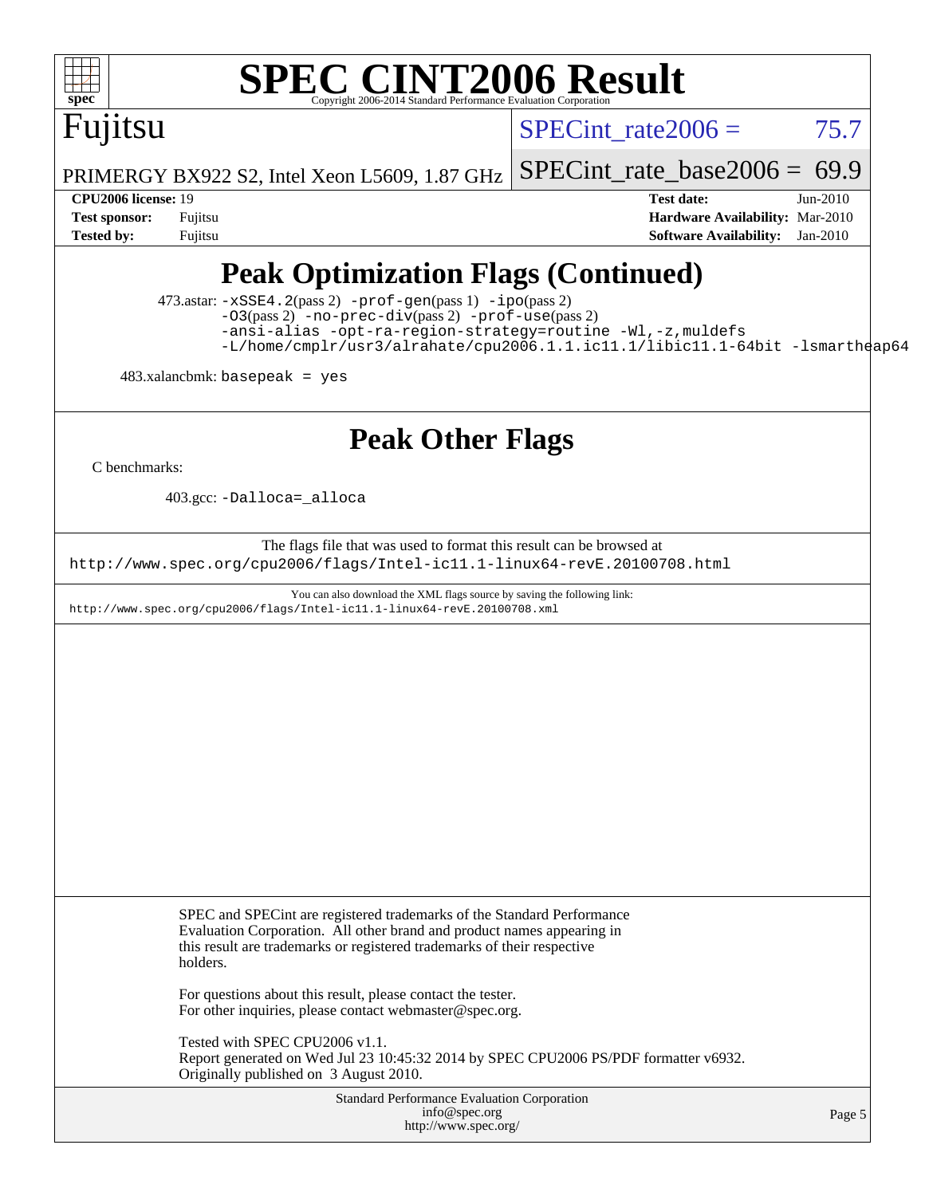# SPEC CINT2006 Result

Copyright 2006-2014 Standard Performance Evaluation Corporation

Fujitsu

PRIMERGY BX922 S2, Intel Xeon L5609, 1.87 GHz

SPECint_rate2006 = 75.7

SPECint_rate_base2006 = 69.9

| | | | |
|---|---|---|---|
| **CPU2006 license:** | 19 | **Test date:** | Jun-2010 |
| **Test sponsor:** | Fujitsu | **Hardware Availability:** | Mar-2010 |
| **Tested by:** | Fujitsu | **Software Availability:** | Jan-2010 |

## Peak Optimization Flags (Continued)

473.astar: `-xSSE4.2`(pass 2) `-prof-gen`(pass 1) `-ipo`(pass 2) `-O3`(pass 2) `-no-prec-div`(pass 2) `-prof-use`(pass 2) `-ansi-alias -opt-ra-region-strategy=routine -Wl,-z,muldefs -L/home/cmplr/usr3/alrahate/cpu2006.1.1.ic11.1/libic11.1-64bit -lsmartheap64`

483.xalancbmk: `basepeak = yes`

## Peak Other Flags

C benchmarks:

403.gcc: `-Dalloca=_alloca`

The flags file that was used to format this result can be browsed at
http://www.spec.org/cpu2006/flags/Intel-ic11.1-linux64-revE.20100708.html

You can also download the XML flags source by saving the following link:
http://www.spec.org/cpu2006/flags/Intel-ic11.1-linux64-revE.20100708.xml

SPEC and SPECint are registered trademarks of the Standard Performance Evaluation Corporation. All other brand and product names appearing in this result are trademarks or registered trademarks of their respective holders.

For questions about this result, please contact the tester.
For other inquiries, please contact webmaster@spec.org.

Tested with SPEC CPU2006 v1.1.
Report generated on Wed Jul 23 10:45:32 2014 by SPEC CPU2006 PS/PDF formatter v6932.
Originally published on 3 August 2010.

Standard Performance Evaluation Corporation
info@spec.org
http://www.spec.org/